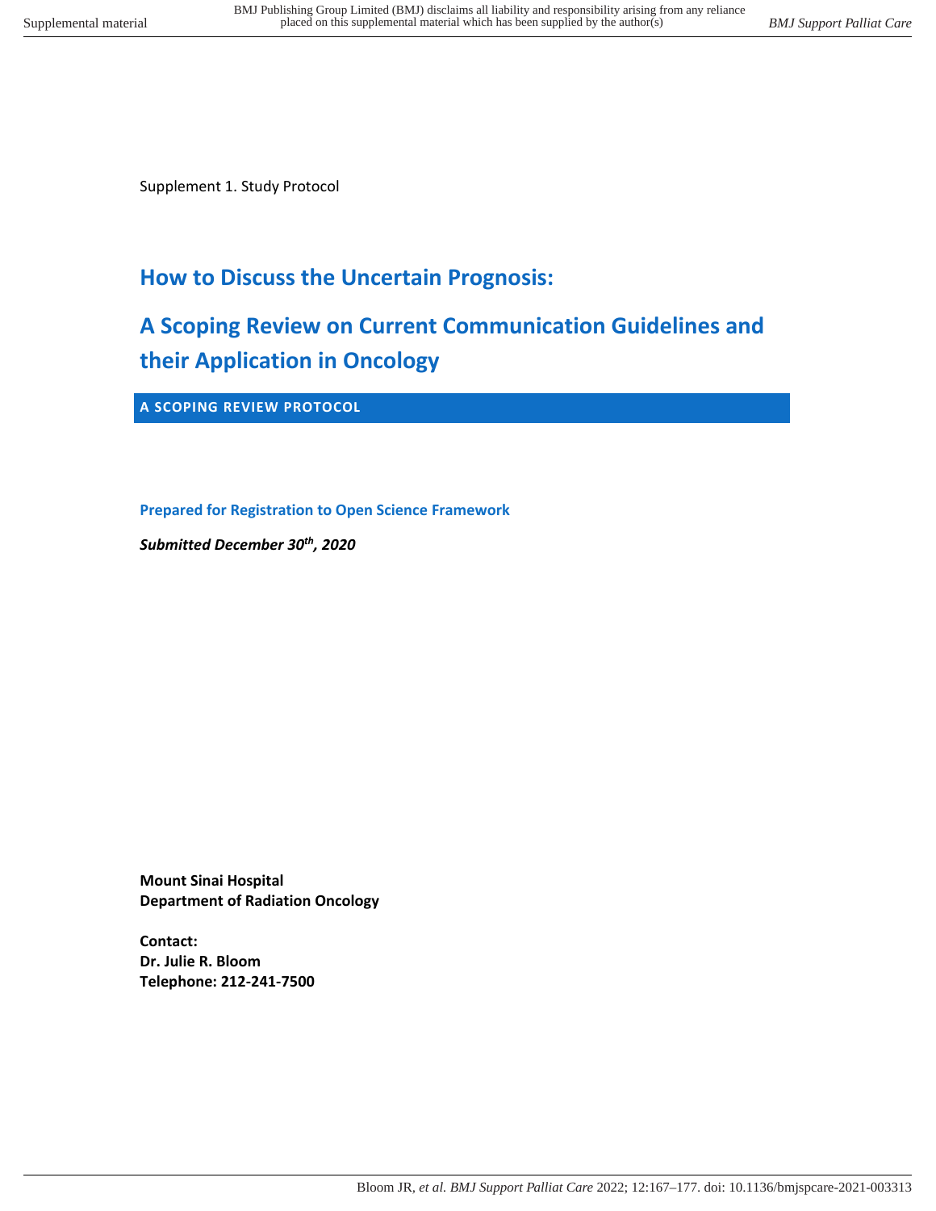Supplement 1. Study Protocol

# How to Discuss the Uncertain Prognosis:

# A Scoping Review on Current Communication Guidelines and their Application in Oncology

**A SCOPING REVIEW PROTOCOL**

**Prepared for Registration to Open Science Framework**

***Submitted December 30th, 2020***

**Mount Sinai Hospital**
**Department of Radiation Oncology**

**Contact:**
**Dr. Julie R. Bloom**
**Telephone: 212-241-7500**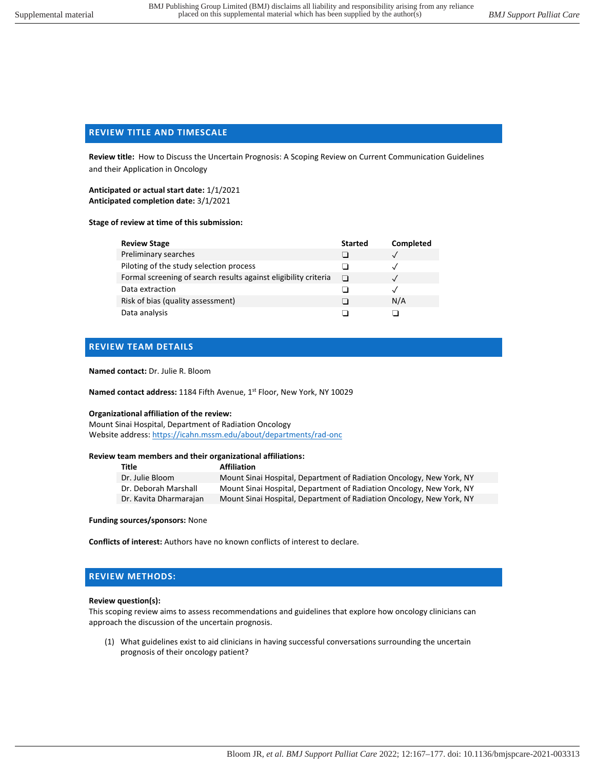## REVIEW TITLE AND TIMESCALE

**Review title:** How to Discuss the Uncertain Prognosis: A Scoping Review on Current Communication Guidelines and their Application in Oncology

**Anticipated or actual start date:** 1/1/2021
**Anticipated completion date:** 3/1/2021

**Stage of review at time of this submission:**

| Review Stage | Started | Completed |
|---|---|---|
| Preliminary searches | ❏ | ✓ |
| Piloting of the study selection process | ❏ | ✓ |
| Formal screening of search results against eligibility criteria | ❏ | ✓ |
| Data extraction | ❏ | ✓ |
| Risk of bias (quality assessment) | ❏ | N/A |
| Data analysis | ❏ | ❏ |

## REVIEW TEAM DETAILS

**Named contact:** Dr. Julie R. Bloom

**Named contact address:** 1184 Fifth Avenue, 1st Floor, New York, NY 10029

**Organizational affiliation of the review:**
Mount Sinai Hospital, Department of Radiation Oncology
Website address: https://icahn.mssm.edu/about/departments/rad-onc

**Review team members and their organizational affiliations:**

| Title | Affiliation |
|---|---|
| Dr. Julie Bloom | Mount Sinai Hospital, Department of Radiation Oncology, New York, NY |
| Dr. Deborah Marshall | Mount Sinai Hospital, Department of Radiation Oncology, New York, NY |
| Dr. Kavita Dharmarajan | Mount Sinai Hospital, Department of Radiation Oncology, New York, NY |

**Funding sources/sponsors:** None

**Conflicts of interest:** Authors have no known conflicts of interest to declare.

## REVIEW METHODS:

**Review question(s):**
This scoping review aims to assess recommendations and guidelines that explore how oncology clinicians can approach the discussion of the uncertain prognosis.

(1) What guidelines exist to aid clinicians in having successful conversations surrounding the uncertain prognosis of their oncology patient?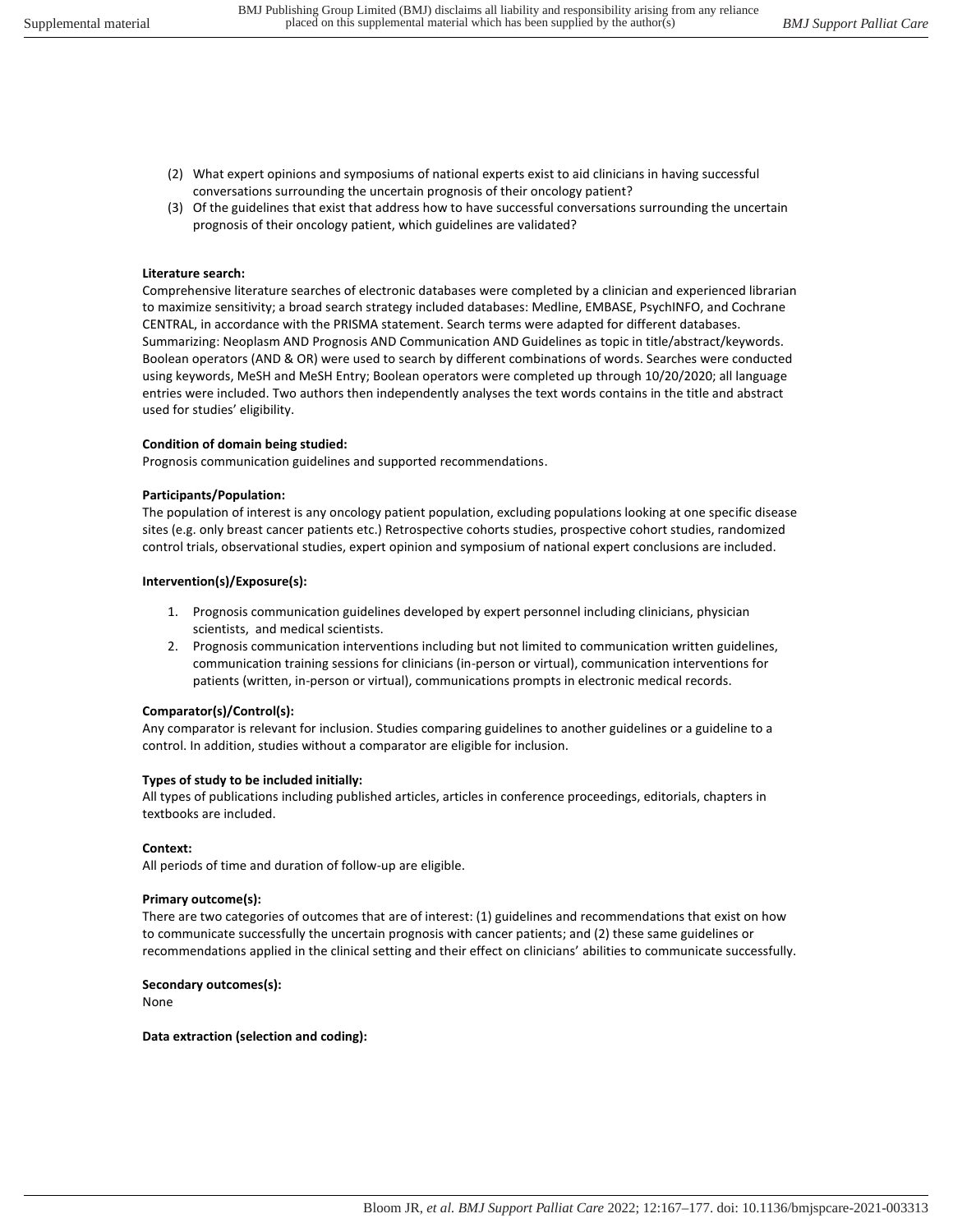(2) What expert opinions and symposiums of national experts exist to aid clinicians in having successful conversations surrounding the uncertain prognosis of their oncology patient?

(3) Of the guidelines that exist that address how to have successful conversations surrounding the uncertain prognosis of their oncology patient, which guidelines are validated?

**Literature search:**

Comprehensive literature searches of electronic databases were completed by a clinician and experienced librarian to maximize sensitivity; a broad search strategy included databases: Medline, EMBASE, PsychINFO, and Cochrane CENTRAL, in accordance with the PRISMA statement. Search terms were adapted for different databases. Summarizing: Neoplasm AND Prognosis AND Communication AND Guidelines as topic in title/abstract/keywords. Boolean operators (AND & OR) were used to search by different combinations of words. Searches were conducted using keywords, MeSH and MeSH Entry; Boolean operators were completed up through 10/20/2020; all language entries were included. Two authors then independently analyses the text words contains in the title and abstract used for studies' eligibility.

**Condition of domain being studied:**

Prognosis communication guidelines and supported recommendations.

**Participants/Population:**

The population of interest is any oncology patient population, excluding populations looking at one specific disease sites (e.g. only breast cancer patients etc.) Retrospective cohorts studies, prospective cohort studies, randomized control trials, observational studies, expert opinion and symposium of national expert conclusions are included.

**Intervention(s)/Exposure(s):**

1. Prognosis communication guidelines developed by expert personnel including clinicians, physician scientists, and medical scientists.
2. Prognosis communication interventions including but not limited to communication written guidelines, communication training sessions for clinicians (in-person or virtual), communication interventions for patients (written, in-person or virtual), communications prompts in electronic medical records.

**Comparator(s)/Control(s):**

Any comparator is relevant for inclusion. Studies comparing guidelines to another guidelines or a guideline to a control. In addition, studies without a comparator are eligible for inclusion.

**Types of study to be included initially:**

All types of publications including published articles, articles in conference proceedings, editorials, chapters in textbooks are included.

**Context:**

All periods of time and duration of follow-up are eligible.

**Primary outcome(s):**

There are two categories of outcomes that are of interest: (1) guidelines and recommendations that exist on how to communicate successfully the uncertain prognosis with cancer patients; and (2) these same guidelines or recommendations applied in the clinical setting and their effect on clinicians' abilities to communicate successfully.

**Secondary outcomes(s):**

None

**Data extraction (selection and coding):**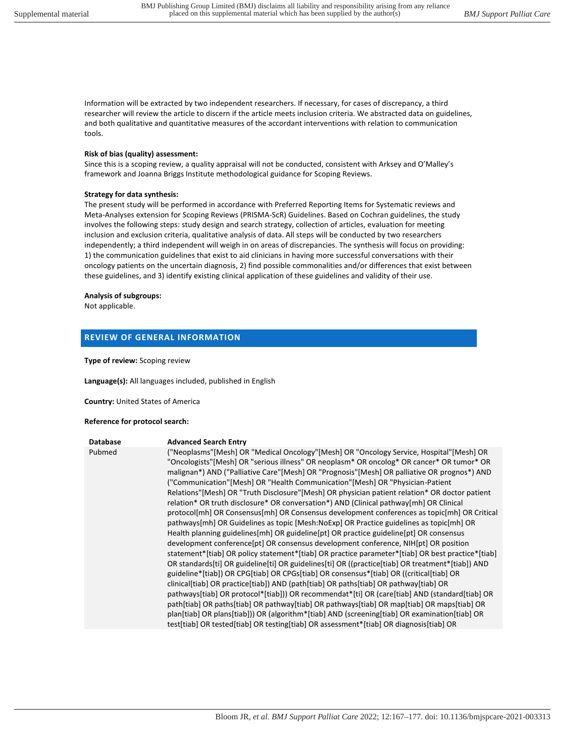Information will be extracted by two independent researchers. If necessary, for cases of discrepancy, a third researcher will review the article to discern if the article meets inclusion criteria. We abstracted data on guidelines, and both qualitative and quantitative measures of the accordant interventions with relation to communication tools.

**Risk of bias (quality) assessment:**
Since this is a scoping review, a quality appraisal will not be conducted, consistent with Arksey and O'Malley's framework and Joanna Briggs Institute methodological guidance for Scoping Reviews.

**Strategy for data synthesis:**
The present study will be performed in accordance with Preferred Reporting Items for Systematic reviews and Meta-Analyses extension for Scoping Reviews (PRISMA-ScR) Guidelines. Based on Cochran guidelines, the study involves the following steps: study design and search strategy, collection of articles, evaluation for meeting inclusion and exclusion criteria, qualitative analysis of data. All steps will be conducted by two researchers independently; a third independent will weigh in on areas of discrepancies. The synthesis will focus on providing: 1) the communication guidelines that exist to aid clinicians in having more successful conversations with their oncology patients on the uncertain diagnosis, 2) find possible commonalities and/or differences that exist between these guidelines, and 3) identify existing clinical application of these guidelines and validity of their use.

**Analysis of subgroups:**
Not applicable.

## REVIEW OF GENERAL INFORMATION

**Type of review:** Scoping review

**Language(s):** All languages included, published in English

**Country:** United States of America

**Reference for protocol search:**

| Database | Advanced Search Entry |
|---|---|
| Pubmed | ("Neoplasms"[Mesh] OR "Medical Oncology"[Mesh] OR "Oncology Service, Hospital"[Mesh] OR "Oncologists"[Mesh] OR "serious illness" OR neoplasm* OR oncolog* OR cancer* OR tumor* OR malignan*) AND ("Palliative Care"[Mesh] OR "Prognosis"[Mesh] OR palliative OR prognos*) AND ("Communication"[Mesh] OR "Health Communication"[Mesh] OR "Physician-Patient Relations"[Mesh] OR "Truth Disclosure"[Mesh] OR physician patient relation* OR doctor patient relation* OR truth disclosure* OR conversation*) AND (Clinical pathway[mh] OR Clinical protocol[mh] OR Consensus[mh] OR Consensus development conferences as topic[mh] OR Critical pathways[mh] OR Guidelines as topic [Mesh:NoExp] OR Practice guidelines as topic[mh] OR Health planning guidelines[mh] OR guideline[pt] OR practice guideline[pt] OR consensus development conference[pt] OR consensus development conference, NIH[pt] OR position statement*[tiab] OR policy statement*[tiab] OR practice parameter*[tiab] OR best practice*[tiab] OR standards[ti] OR guideline[ti] OR guidelines[ti] OR ((practice[tiab] OR treatment*[tiab]) AND guideline*[tiab]) OR CPG[tiab] OR CPGs[tiab] OR consensus*[tiab] OR ((critical[tiab] OR clinical[tiab] OR practice[tiab]) AND (path[tiab] OR paths[tiab] OR pathway[tiab] OR pathways[tiab] OR protocol*[tiab])) OR recommendat*[ti] OR (care[tiab] AND (standard[tiab] OR path[tiab] OR paths[tiab] OR pathway[tiab] OR pathways[tiab] OR map[tiab] OR maps[tiab] OR plan[tiab] OR plans[tiab])) OR (algorithm*[tiab] AND (screening[tiab] OR examination[tiab] OR test[tiab] OR tested[tiab] OR testing[tiab] OR assessment*[tiab] OR diagnosis[tiab] OR |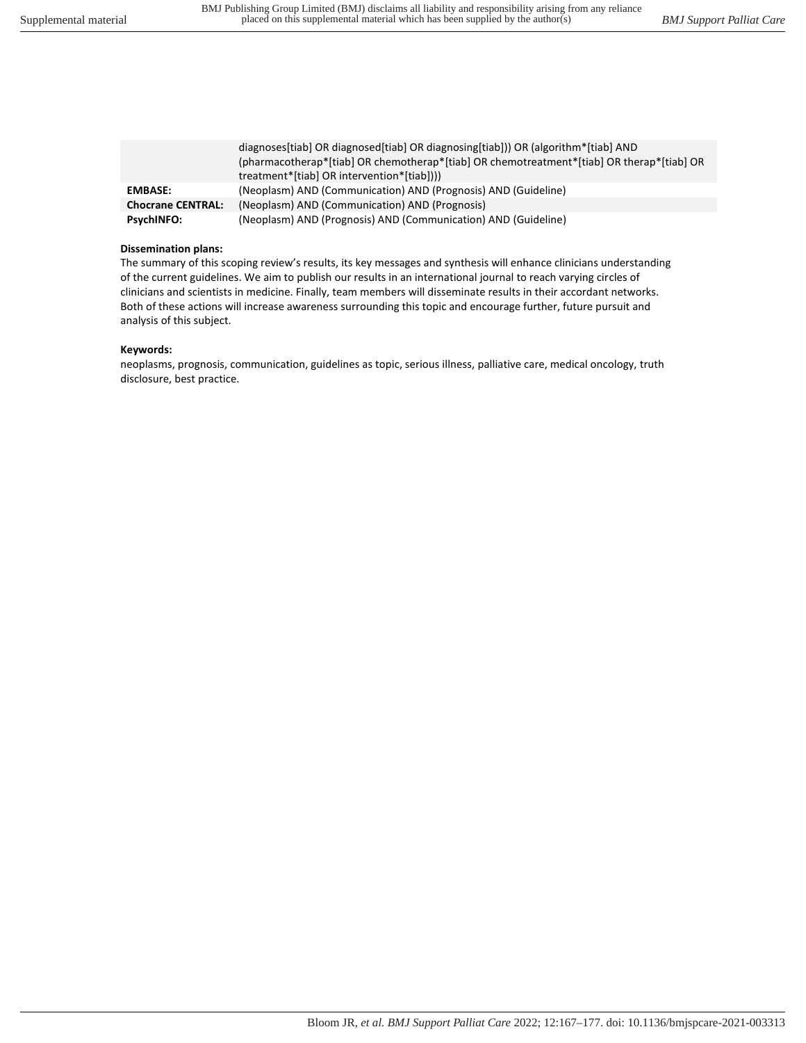| | |
|---|---|
| | diagnoses[tiab] OR diagnosed[tiab] OR diagnosing[tiab])) OR (algorithm*[tiab] AND (pharmacotherap*[tiab] OR chemotherap*[tiab] OR chemotreatment*[tiab] OR therap*[tiab] OR treatment*[tiab] OR intervention*[tiab]))) |
| **EMBASE:** | (Neoplasm) AND (Communication) AND (Prognosis) AND (Guideline) |
| **Chocrane CENTRAL:** | (Neoplasm) AND (Communication) AND (Prognosis) |
| **PsychINFO:** | (Neoplasm) AND (Prognosis) AND (Communication) AND (Guideline) |

**Dissemination plans:**

The summary of this scoping review's results, its key messages and synthesis will enhance clinicians understanding of the current guidelines. We aim to publish our results in an international journal to reach varying circles of clinicians and scientists in medicine. Finally, team members will disseminate results in their accordant networks. Both of these actions will increase awareness surrounding this topic and encourage further, future pursuit and analysis of this subject.

**Keywords:**

neoplasms, prognosis, communication, guidelines as topic, serious illness, palliative care, medical oncology, truth disclosure, best practice.